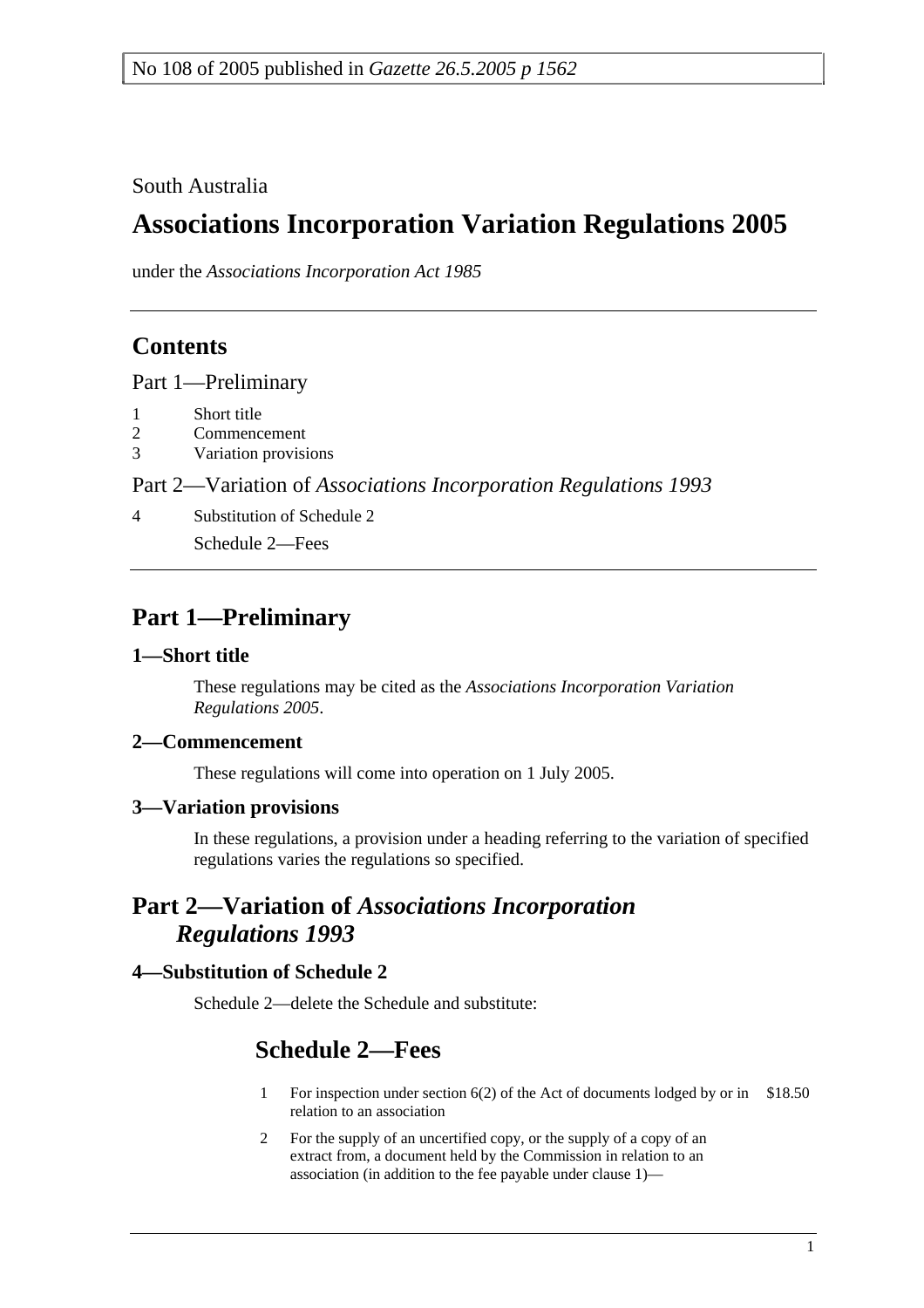No 108 of 2005 published in *Gazette 26.5.2005 p 1562*

South Australia

# Associations Incorporation Variation Regulations 2005

under the *Associations Incorporation Act 1985*

## Contents

Part 1—Preliminary

1 Short title
2 Commencement
3 Variation provisions

Part 2—Variation of *Associations Incorporation Regulations 1993*

4 Substitution of Schedule 2

Schedule 2—Fees

## Part 1—Preliminary

### 1—Short title

These regulations may be cited as the *Associations Incorporation Variation Regulations 2005*.

### 2—Commencement

These regulations will come into operation on 1 July 2005.

### 3—Variation provisions

In these regulations, a provision under a heading referring to the variation of specified regulations varies the regulations so specified.

## Part 2—Variation of *Associations Incorporation Regulations 1993*

### 4—Substitution of Schedule 2

Schedule 2—delete the Schedule and substitute:

## Schedule 2—Fees

| | | |
|---|---|---|
| 1 | For inspection under section 6(2) of the Act of documents lodged by or in relation to an association | $18.50 |
| 2 | For the supply of an uncertified copy, or the supply of a copy of an extract from, a document held by the Commission in relation to an association (in addition to the fee payable under clause 1)— | |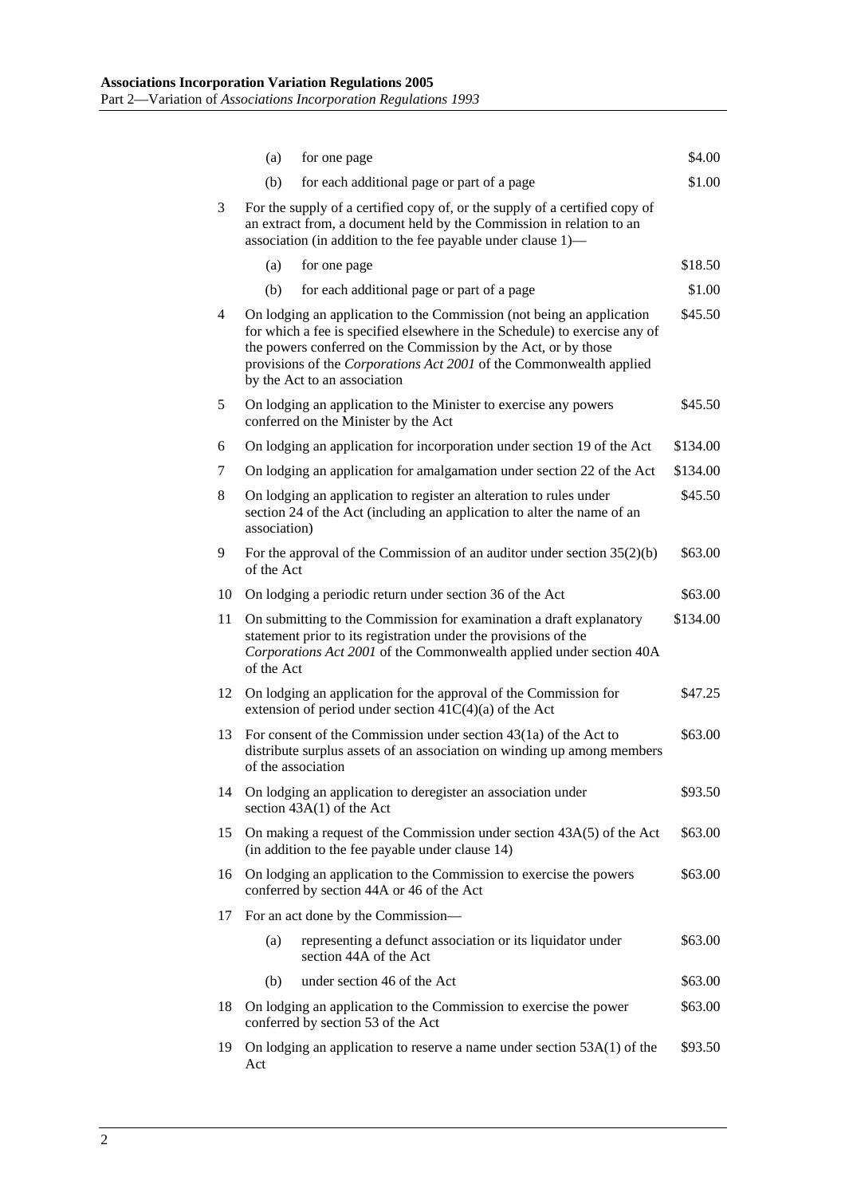| | | |
|---|---|---|
| | (a) for one page | $4.00 |
| | (b) for each additional page or part of a page | $1.00 |
| 3 | For the supply of a certified copy of, or the supply of a certified copy of an extract from, a document held by the Commission in relation to an association (in addition to the fee payable under clause 1)— | |
| | (a) for one page | $18.50 |
| | (b) for each additional page or part of a page | $1.00 |
| 4 | On lodging an application to the Commission (not being an application for which a fee is specified elsewhere in the Schedule) to exercise any of the powers conferred on the Commission by the Act, or by those provisions of the *Corporations Act 2001* of the Commonwealth applied by the Act to an association | $45.50 |
| 5 | On lodging an application to the Minister to exercise any powers conferred on the Minister by the Act | $45.50 |
| 6 | On lodging an application for incorporation under section 19 of the Act | $134.00 |
| 7 | On lodging an application for amalgamation under section 22 of the Act | $134.00 |
| 8 | On lodging an application to register an alteration to rules under section 24 of the Act (including an application to alter the name of an association) | $45.50 |
| 9 | For the approval of the Commission of an auditor under section 35(2)(b) of the Act | $63.00 |
| 10 | On lodging a periodic return under section 36 of the Act | $63.00 |
| 11 | On submitting to the Commission for examination a draft explanatory statement prior to its registration under the provisions of the *Corporations Act 2001* of the Commonwealth applied under section 40A of the Act | $134.00 |
| 12 | On lodging an application for the approval of the Commission for extension of period under section 41C(4)(a) of the Act | $47.25 |
| 13 | For consent of the Commission under section 43(1a) of the Act to distribute surplus assets of an association on winding up among members of the association | $63.00 |
| 14 | On lodging an application to deregister an association under section 43A(1) of the Act | $93.50 |
| 15 | On making a request of the Commission under section 43A(5) of the Act (in addition to the fee payable under clause 14) | $63.00 |
| 16 | On lodging an application to the Commission to exercise the powers conferred by section 44A or 46 of the Act | $63.00 |
| 17 | For an act done by the Commission— | |
| | (a) representing a defunct association or its liquidator under section 44A of the Act | $63.00 |
| | (b) under section 46 of the Act | $63.00 |
| 18 | On lodging an application to the Commission to exercise the power conferred by section 53 of the Act | $63.00 |
| 19 | On lodging an application to reserve a name under section 53A(1) of the Act | $93.50 |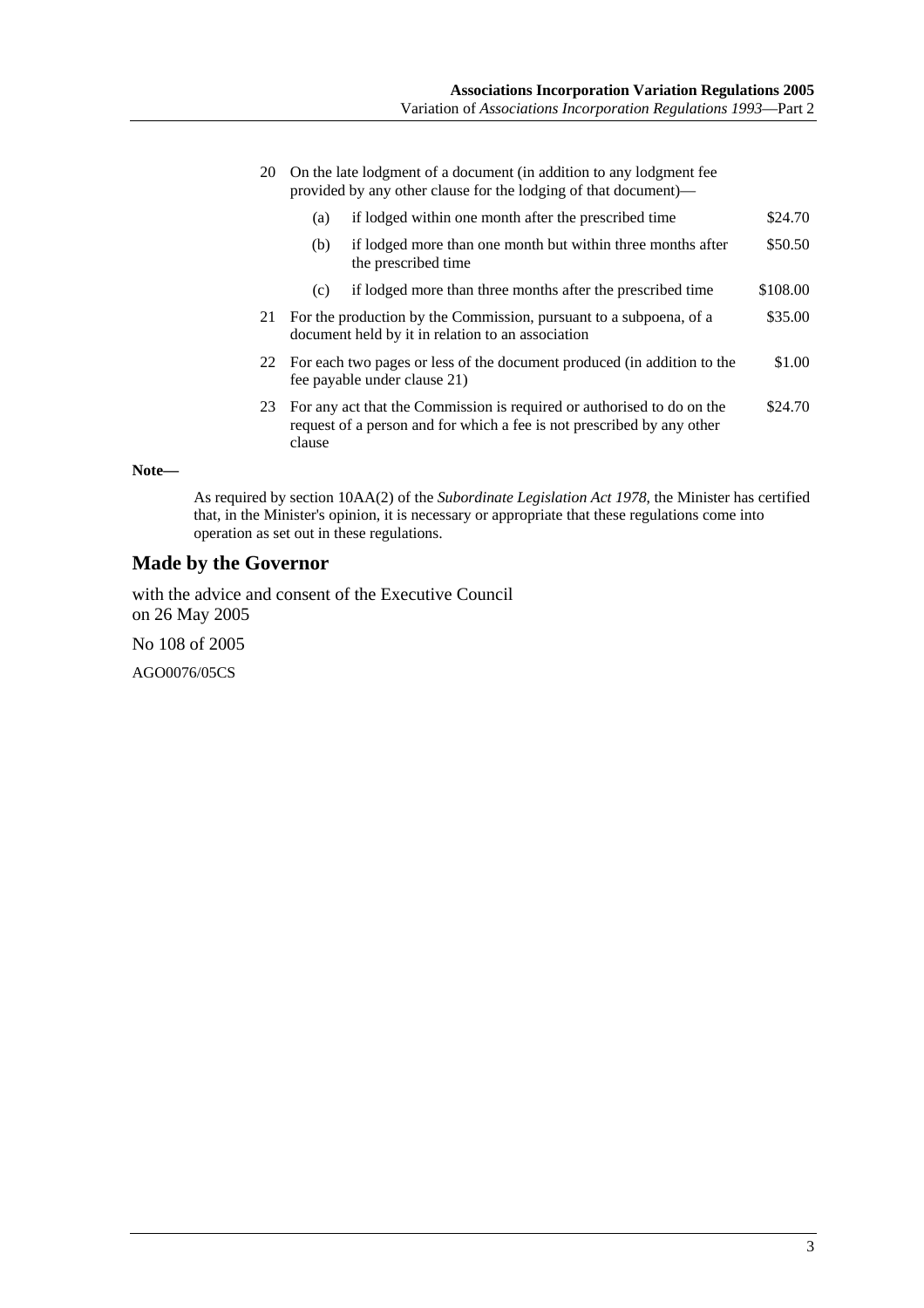| | | | |
|---|---|---|---|
| 20 | On the late lodgment of a document (in addition to any lodgment fee provided by any other clause for the lodging of that document)— | | |
| | (a) | if lodged within one month after the prescribed time | $24.70 |
| | (b) | if lodged more than one month but within three months after the prescribed time | $50.50 |
| | (c) | if lodged more than three months after the prescribed time | $108.00 |
| 21 | For the production by the Commission, pursuant to a subpoena, of a document held by it in relation to an association | | $35.00 |
| 22 | For each two pages or less of the document produced (in addition to the fee payable under clause 21) | | $1.00 |
| 23 | For any act that the Commission is required or authorised to do on the request of a person and for which a fee is not prescribed by any other clause | | $24.70 |

**Note—**

As required by section 10AA(2) of the *Subordinate Legislation Act 1978*, the Minister has certified that, in the Minister's opinion, it is necessary or appropriate that these regulations come into operation as set out in these regulations.

## Made by the Governor

with the advice and consent of the Executive Council on 26 May 2005

No 108 of 2005

AGO0076/05CS